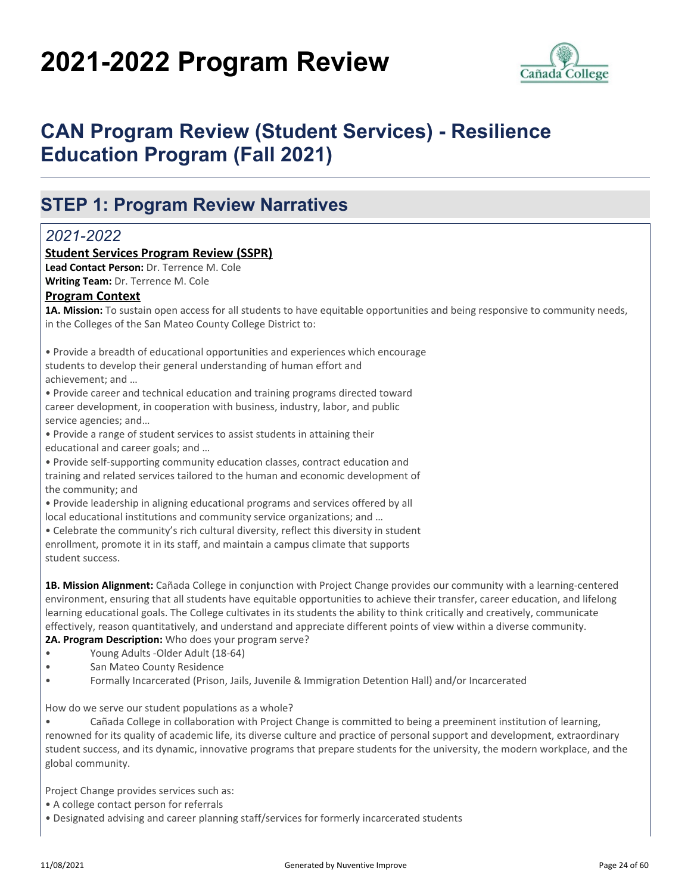# 2021-2022 Program Review

## CAN Program Review (Student Services) - Resilience Education Program (Fall 2021)

## STEP 1: Program Review Narratives

### *2021-2022*

**Student Services Program Review (SSPR)**

**Lead Contact Person:** Dr. Terrence M. Cole

**Writing Team:** Dr. Terrence M. Cole

**Program Context**

**1A. Mission:** To sustain open access for all students to have equitable opportunities and being responsive to community needs, in the Colleges of the San Mateo County College District to:

• Provide a breadth of educational opportunities and experiences which encourage students to develop their general understanding of human effort and achievement; and …

• Provide career and technical education and training programs directed toward career development, in cooperation with business, industry, labor, and public service agencies; and…

• Provide a range of student services to assist students in attaining their educational and career goals; and …

• Provide self-supporting community education classes, contract education and training and related services tailored to the human and economic development of the community; and

• Provide leadership in aligning educational programs and services offered by all local educational institutions and community service organizations; and …

• Celebrate the community's rich cultural diversity, reflect this diversity in student enrollment, promote it in its staff, and maintain a campus climate that supports student success.

**1B. Mission Alignment:** Cañada College in conjunction with Project Change provides our community with a learning-centered environment, ensuring that all students have equitable opportunities to achieve their transfer, career education, and lifelong learning educational goals. The College cultivates in its students the ability to think critically and creatively, communicate effectively, reason quantitatively, and understand and appreciate different points of view within a diverse community.

**2A. Program Description:** Who does your program serve?

- Young Adults -Older Adult (18-64)
- San Mateo County Residence
- Formally Incarcerated (Prison, Jails, Juvenile & Immigration Detention Hall) and/or Incarcerated

How do we serve our student populations as a whole?

- Cañada College in collaboration with Project Change is committed to being a preeminent institution of learning, renowned for its quality of academic life, its diverse culture and practice of personal support and development, extraordinary student success, and its dynamic, innovative programs that prepare students for the university, the modern workplace, and the global community.

Project Change provides services such as:

• A college contact person for referrals

• Designated advising and career planning staff/services for formerly incarcerated students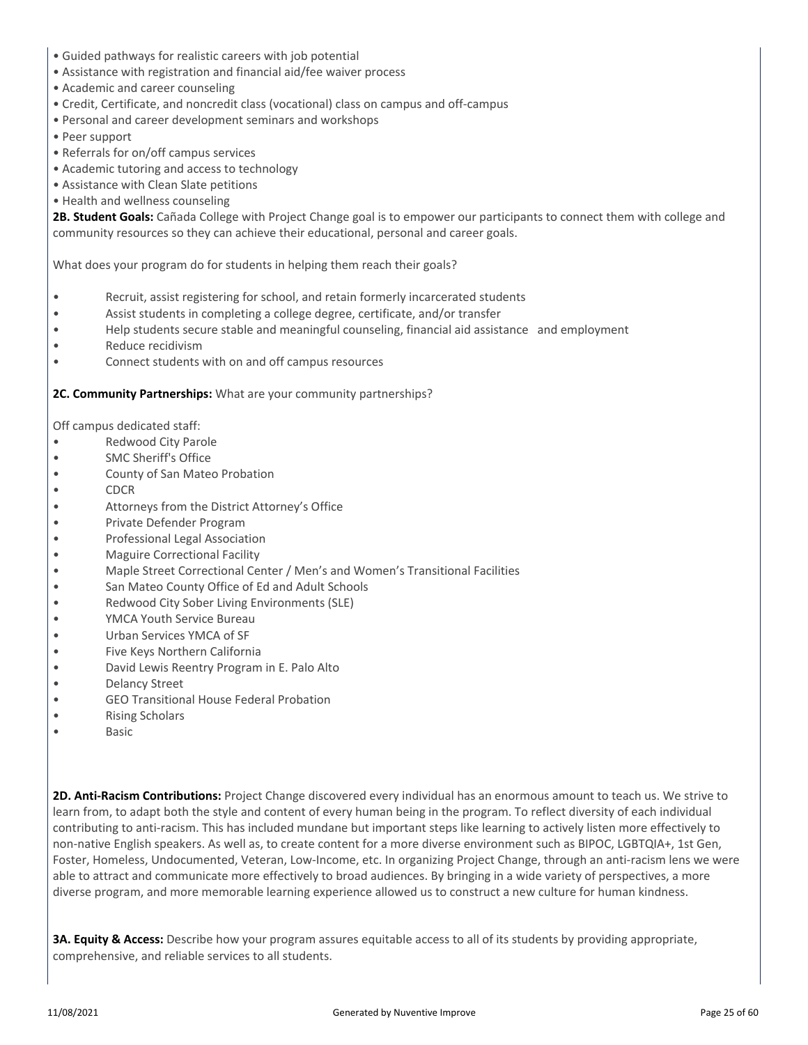- Guided pathways for realistic careers with job potential
- Assistance with registration and financial aid/fee waiver process
- Academic and career counseling
- Credit, Certificate, and noncredit class (vocational) class on campus and off-campus
- Personal and career development seminars and workshops
- Peer support
- Referrals for on/off campus services
- Academic tutoring and access to technology
- Assistance with Clean Slate petitions
- Health and wellness counseling

**2B. Student Goals:** Cañada College with Project Change goal is to empower our participants to connect them with college and community resources so they can achieve their educational, personal and career goals.

What does your program do for students in helping them reach their goals?

- Recruit, assist registering for school, and retain formerly incarcerated students
- Assist students in completing a college degree, certificate, and/or transfer
- Help students secure stable and meaningful counseling, financial aid assistance and employment
- Reduce recidivism
- Connect students with on and off campus resources

**2C. Community Partnerships:** What are your community partnerships?

Off campus dedicated staff:

- Redwood City Parole
- SMC Sheriff's Office
- County of San Mateo Probation
- CDCR
- Attorneys from the District Attorney's Office
- Private Defender Program
- Professional Legal Association
- Maguire Correctional Facility
- Maple Street Correctional Center / Men's and Women's Transitional Facilities
- San Mateo County Office of Ed and Adult Schools
- Redwood City Sober Living Environments (SLE)
- YMCA Youth Service Bureau
- Urban Services YMCA of SF
- Five Keys Northern California
- David Lewis Reentry Program in E. Palo Alto
- Delancy Street
- GEO Transitional House Federal Probation
- Rising Scholars
- Basic

**2D. Anti-Racism Contributions:** Project Change discovered every individual has an enormous amount to teach us. We strive to learn from, to adapt both the style and content of every human being in the program. To reflect diversity of each individual contributing to anti-racism. This has included mundane but important steps like learning to actively listen more effectively to non-native English speakers. As well as, to create content for a more diverse environment such as BIPOC, LGBTQIA+, 1st Gen, Foster, Homeless, Undocumented, Veteran, Low-Income, etc. In organizing Project Change, through an anti-racism lens we were able to attract and communicate more effectively to broad audiences. By bringing in a wide variety of perspectives, a more diverse program, and more memorable learning experience allowed us to construct a new culture for human kindness.

**3A. Equity & Access:** Describe how your program assures equitable access to all of its students by providing appropriate, comprehensive, and reliable services to all students.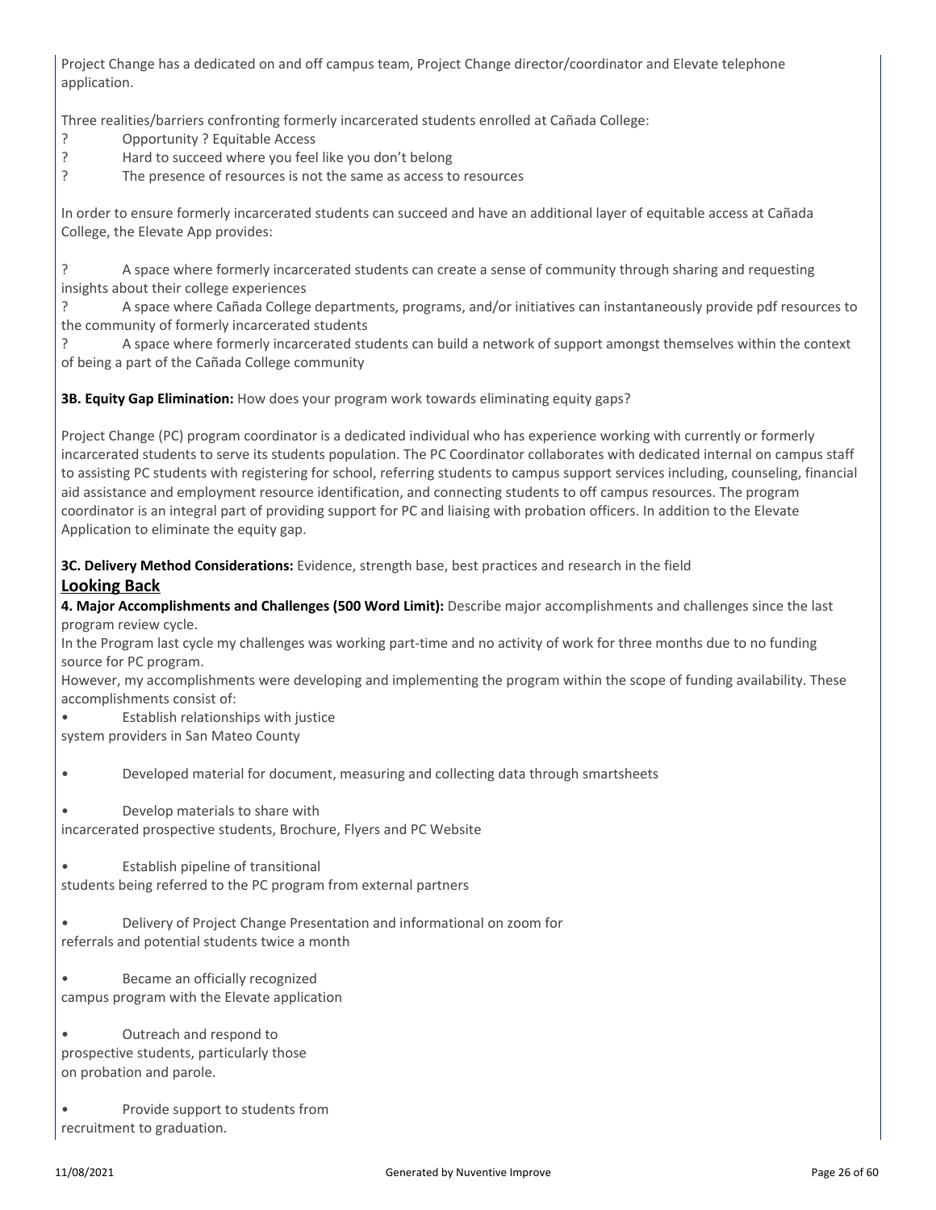Project Change has a dedicated on and off campus team, Project Change director/coordinator and Elevate telephone application.

Three realities/barriers confronting formerly incarcerated students enrolled at Cañada College:

? Opportunity ? Equitable Access
? Hard to succeed where you feel like you don't belong
? The presence of resources is not the same as access to resources

In order to ensure formerly incarcerated students can succeed and have an additional layer of equitable access at Cañada College, the Elevate App provides:

? A space where formerly incarcerated students can create a sense of community through sharing and requesting insights about their college experiences
? A space where Cañada College departments, programs, and/or initiatives can instantaneously provide pdf resources to the community of formerly incarcerated students
? A space where formerly incarcerated students can build a network of support amongst themselves within the context of being a part of the Cañada College community

**3B. Equity Gap Elimination:** How does your program work towards eliminating equity gaps?

Project Change (PC) program coordinator is a dedicated individual who has experience working with currently or formerly incarcerated students to serve its students population. The PC Coordinator collaborates with dedicated internal on campus staff to assisting PC students with registering for school, referring students to campus support services including, counseling, financial aid assistance and employment resource identification, and connecting students to off campus resources. The program coordinator is an integral part of providing support for PC and liaising with probation officers. In addition to the Elevate Application to eliminate the equity gap.

**3C. Delivery Method Considerations:** Evidence, strength base, best practices and research in the field

## Looking Back

**4. Major Accomplishments and Challenges (500 Word Limit):** Describe major accomplishments and challenges since the last program review cycle.

In the Program last cycle my challenges was working part-time and no activity of work for three months due to no funding source for PC program.

However, my accomplishments were developing and implementing the program within the scope of funding availability. These accomplishments consist of:

- Establish relationships with justice system providers in San Mateo County
- Developed material for document, measuring and collecting data through smartsheets
- Develop materials to share with incarcerated prospective students, Brochure, Flyers and PC Website
- Establish pipeline of transitional students being referred to the PC program from external partners
- Delivery of Project Change Presentation and informational on zoom for referrals and potential students twice a month
- Became an officially recognized campus program with the Elevate application
- Outreach and respond to prospective students, particularly those on probation and parole.
- Provide support to students from recruitment to graduation.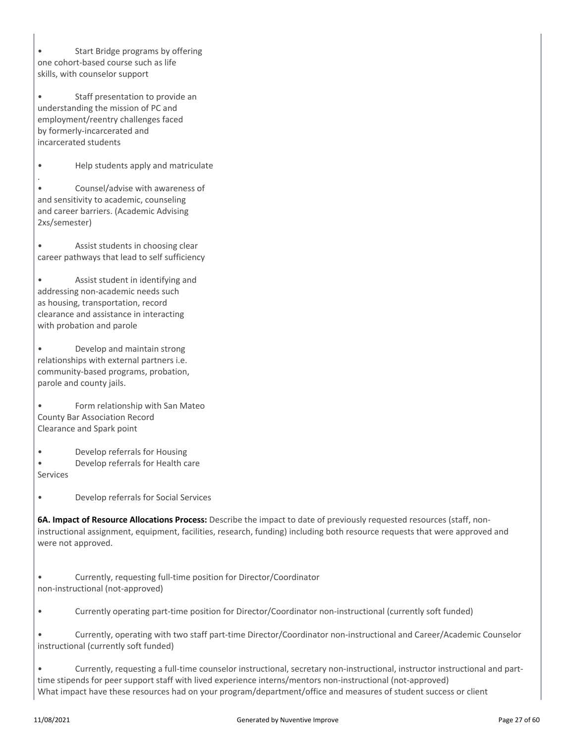- Start Bridge programs by offering one cohort-based course such as life skills, with counselor support

- Staff presentation to provide an understanding the mission of PC and employment/reentry challenges faced by formerly-incarcerated and incarcerated students

- Help students apply and matriculate

.

- Counsel/advise with awareness of and sensitivity to academic, counseling and career barriers. (Academic Advising 2xs/semester)

- Assist students in choosing clear career pathways that lead to self sufficiency

- Assist student in identifying and addressing non-academic needs such as housing, transportation, record clearance and assistance in interacting with probation and parole

- Develop and maintain strong relationships with external partners i.e. community-based programs, probation, parole and county jails.

- Form relationship with San Mateo County Bar Association Record Clearance and Spark point

- Develop referrals for Housing
- Develop referrals for Health care Services

- Develop referrals for Social Services

**6A. Impact of Resource Allocations Process:** Describe the impact to date of previously requested resources (staff, non-instructional assignment, equipment, facilities, research, funding) including both resource requests that were approved and were not approved.

- Currently, requesting full-time position for Director/Coordinator non-instructional (not-approved)

- Currently operating part-time position for Director/Coordinator non-instructional (currently soft funded)

- Currently, operating with two staff part-time Director/Coordinator non-instructional and Career/Academic Counselor instructional (currently soft funded)

- Currently, requesting a full-time counselor instructional, secretary non-instructional, instructor instructional and part-time stipends for peer support staff with lived experience interns/mentors non-instructional (not-approved)

What impact have these resources had on your program/department/office and measures of student success or client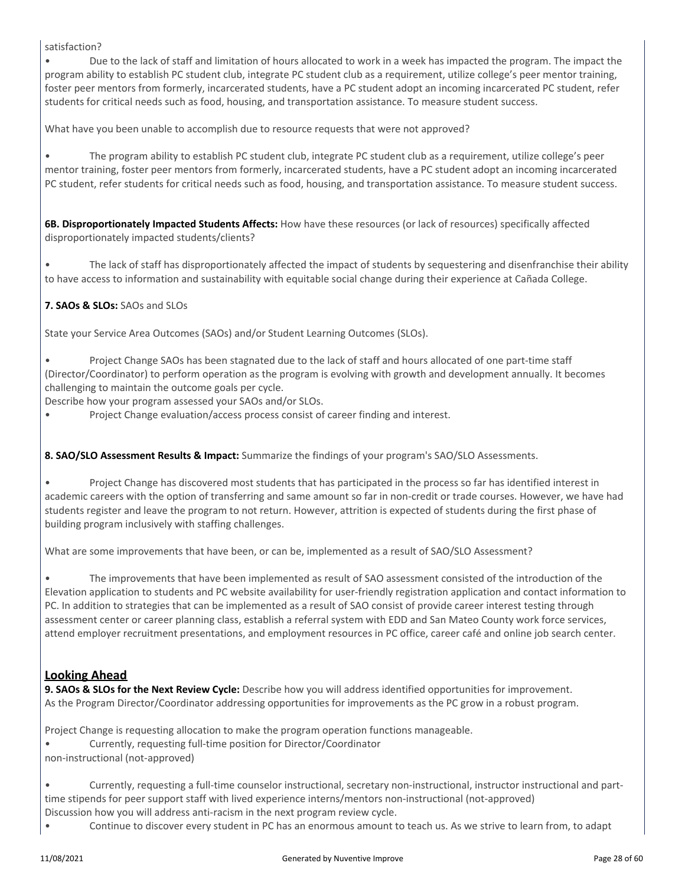satisfaction?

• Due to the lack of staff and limitation of hours allocated to work in a week has impacted the program. The impact the program ability to establish PC student club, integrate PC student club as a requirement, utilize college's peer mentor training, foster peer mentors from formerly, incarcerated students, have a PC student adopt an incoming incarcerated PC student, refer students for critical needs such as food, housing, and transportation assistance. To measure student success.

What have you been unable to accomplish due to resource requests that were not approved?

• The program ability to establish PC student club, integrate PC student club as a requirement, utilize college's peer mentor training, foster peer mentors from formerly, incarcerated students, have a PC student adopt an incoming incarcerated PC student, refer students for critical needs such as food, housing, and transportation assistance. To measure student success.

**6B. Disproportionately Impacted Students Affects:** How have these resources (or lack of resources) specifically affected disproportionately impacted students/clients?

• The lack of staff has disproportionately affected the impact of students by sequestering and disenfranchise their ability to have access to information and sustainability with equitable social change during their experience at Cañada College.

**7. SAOs & SLOs:** SAOs and SLOs

State your Service Area Outcomes (SAOs) and/or Student Learning Outcomes (SLOs).

• Project Change SAOs has been stagnated due to the lack of staff and hours allocated of one part-time staff (Director/Coordinator) to perform operation as the program is evolving with growth and development annually. It becomes challenging to maintain the outcome goals per cycle.

Describe how your program assessed your SAOs and/or SLOs.

• Project Change evaluation/access process consist of career finding and interest.

**8. SAO/SLO Assessment Results & Impact:** Summarize the findings of your program's SAO/SLO Assessments.

• Project Change has discovered most students that has participated in the process so far has identified interest in academic careers with the option of transferring and same amount so far in non-credit or trade courses. However, we have had students register and leave the program to not return. However, attrition is expected of students during the first phase of building program inclusively with staffing challenges.

What are some improvements that have been, or can be, implemented as a result of SAO/SLO Assessment?

• The improvements that have been implemented as result of SAO assessment consisted of the introduction of the Elevation application to students and PC website availability for user-friendly registration application and contact information to PC. In addition to strategies that can be implemented as a result of SAO consist of provide career interest testing through assessment center or career planning class, establish a referral system with EDD and San Mateo County work force services, attend employer recruitment presentations, and employment resources in PC office, career café and online job search center.

## Looking Ahead

**9. SAOs & SLOs for the Next Review Cycle:** Describe how you will address identified opportunities for improvement.
As the Program Director/Coordinator addressing opportunities for improvements as the PC grow in a robust program.

Project Change is requesting allocation to make the program operation functions manageable.

• Currently, requesting full-time position for Director/Coordinator
non-instructional (not-approved)

• Currently, requesting a full-time counselor instructional, secretary non-instructional, instructor instructional and part-time stipends for peer support staff with lived experience interns/mentors non-instructional (not-approved)

Discussion how you will address anti-racism in the next program review cycle.

• Continue to discover every student in PC has an enormous amount to teach us. As we strive to learn from, to adapt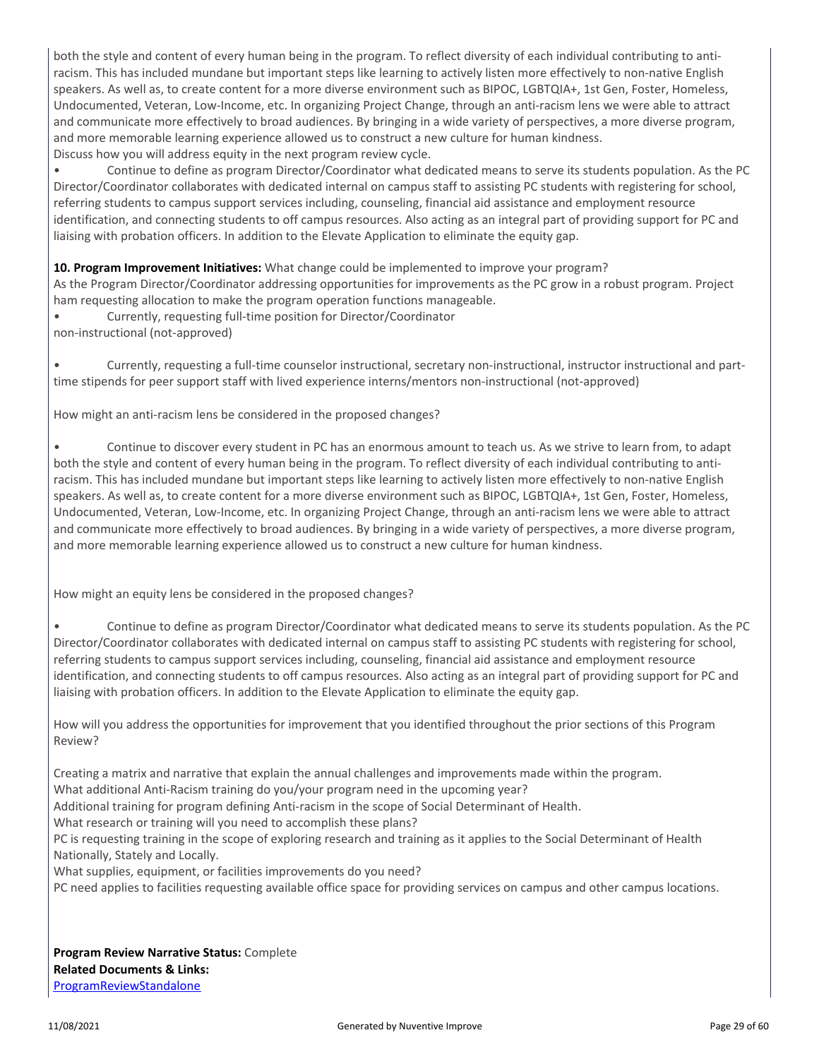both the style and content of every human being in the program. To reflect diversity of each individual contributing to anti-racism. This has included mundane but important steps like learning to actively listen more effectively to non-native English speakers. As well as, to create content for a more diverse environment such as BIPOC, LGBTQIA+, 1st Gen, Foster, Homeless, Undocumented, Veteran, Low-Income, etc. In organizing Project Change, through an anti-racism lens we were able to attract and communicate more effectively to broad audiences. By bringing in a wide variety of perspectives, a more diverse program, and more memorable learning experience allowed us to construct a new culture for human kindness.
Discuss how you will address equity in the next program review cycle.

- Continue to define as program Director/Coordinator what dedicated means to serve its students population. As the PC Director/Coordinator collaborates with dedicated internal on campus staff to assisting PC students with registering for school, referring students to campus support services including, counseling, financial aid assistance and employment resource identification, and connecting students to off campus resources. Also acting as an integral part of providing support for PC and liaising with probation officers. In addition to the Elevate Application to eliminate the equity gap.

**10. Program Improvement Initiatives:** What change could be implemented to improve your program?
As the Program Director/Coordinator addressing opportunities for improvements as the PC grow in a robust program. Project ham requesting allocation to make the program operation functions manageable.

- Currently, requesting full-time position for Director/Coordinator

non-instructional (not-approved)

- Currently, requesting a full-time counselor instructional, secretary non-instructional, instructor instructional and part-time stipends for peer support staff with lived experience interns/mentors non-instructional (not-approved)

How might an anti-racism lens be considered in the proposed changes?

- Continue to discover every student in PC has an enormous amount to teach us. As we strive to learn from, to adapt both the style and content of every human being in the program. To reflect diversity of each individual contributing to anti-racism. This has included mundane but important steps like learning to actively listen more effectively to non-native English speakers. As well as, to create content for a more diverse environment such as BIPOC, LGBTQIA+, 1st Gen, Foster, Homeless, Undocumented, Veteran, Low-Income, etc. In organizing Project Change, through an anti-racism lens we were able to attract and communicate more effectively to broad audiences. By bringing in a wide variety of perspectives, a more diverse program, and more memorable learning experience allowed us to construct a new culture for human kindness.

How might an equity lens be considered in the proposed changes?

- Continue to define as program Director/Coordinator what dedicated means to serve its students population. As the PC Director/Coordinator collaborates with dedicated internal on campus staff to assisting PC students with registering for school, referring students to campus support services including, counseling, financial aid assistance and employment resource identification, and connecting students to off campus resources. Also acting as an integral part of providing support for PC and liaising with probation officers. In addition to the Elevate Application to eliminate the equity gap.

How will you address the opportunities for improvement that you identified throughout the prior sections of this Program Review?

Creating a matrix and narrative that explain the annual challenges and improvements made within the program.
What additional Anti-Racism training do you/your program need in the upcoming year?
Additional training for program defining Anti-racism in the scope of Social Determinant of Health.
What research or training will you need to accomplish these plans?
PC is requesting training in the scope of exploring research and training as it applies to the Social Determinant of Health Nationally, Stately and Locally.
What supplies, equipment, or facilities improvements do you need?
PC need applies to facilities requesting available office space for providing services on campus and other campus locations.

**Program Review Narrative Status:** Complete
**Related Documents & Links:**
ProgramReviewStandalone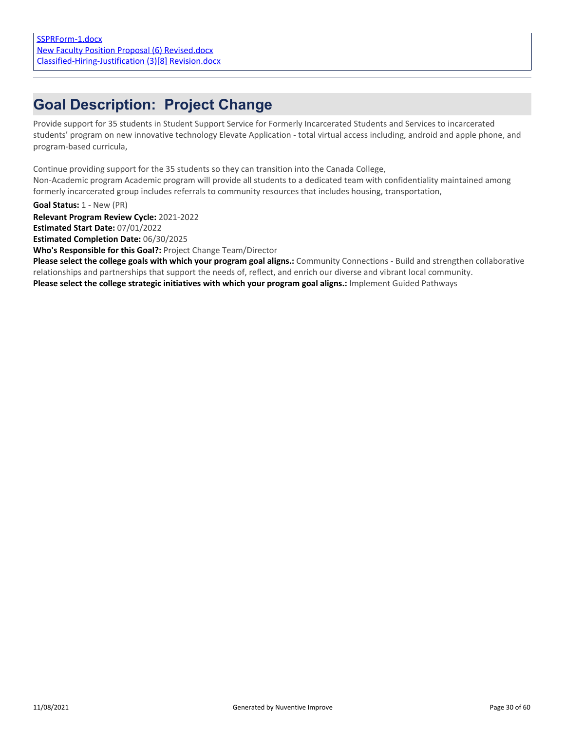[SSPRForm-1.docx](SSPRForm-1.docx)
[New Faculty Position Proposal (6) Revised.docx](New Faculty Position Proposal (6) Revised.docx)
[Classified-Hiring-Justification (3)[8] Revision.docx](Classified-Hiring-Justification (3)[8] Revision.docx)

## Goal Description: Project Change

Provide support for 35 students in Student Support Service for Formerly Incarcerated Students and Services to incarcerated students' program on new innovative technology Elevate Application - total virtual access including, android and apple phone, and program-based curricula,

Continue providing support for the 35 students so they can transition into the Canada College,
Non-Academic program Academic program will provide all students to a dedicated team with confidentiality maintained among formerly incarcerated group includes referrals to community resources that includes housing, transportation,

**Goal Status:** 1 - New (PR)
**Relevant Program Review Cycle:** 2021-2022
**Estimated Start Date:** 07/01/2022
**Estimated Completion Date:** 06/30/2025
**Who's Responsible for this Goal?:** Project Change Team/Director
**Please select the college goals with which your program goal aligns.:** Community Connections - Build and strengthen collaborative relationships and partnerships that support the needs of, reflect, and enrich our diverse and vibrant local community.
**Please select the college strategic initiatives with which your program goal aligns.:** Implement Guided Pathways